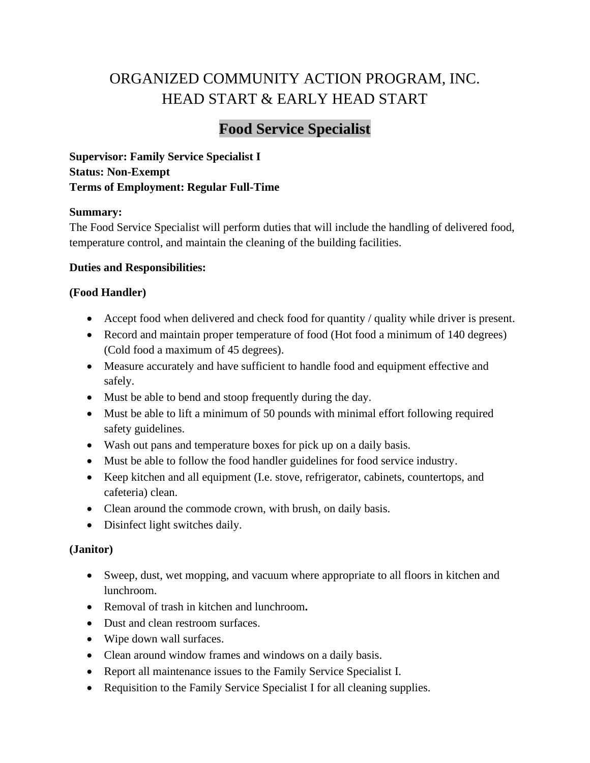# ORGANIZED COMMUNITY ACTION PROGRAM, INC.
# HEAD START & EARLY HEAD START

## Food Service Specialist

**Supervisor: Family Service Specialist I**
**Status: Non-Exempt**
**Terms of Employment: Regular Full-Time**

**Summary:**
The Food Service Specialist will perform duties that will include the handling of delivered food, temperature control, and maintain the cleaning of the building facilities.

**Duties and Responsibilities:**

**(Food Handler)**

- Accept food when delivered and check food for quantity / quality while driver is present.
- Record and maintain proper temperature of food (Hot food a minimum of 140 degrees) (Cold food a maximum of 45 degrees).
- Measure accurately and have sufficient to handle food and equipment effective and safely.
- Must be able to bend and stoop frequently during the day.
- Must be able to lift a minimum of 50 pounds with minimal effort following required safety guidelines.
- Wash out pans and temperature boxes for pick up on a daily basis.
- Must be able to follow the food handler guidelines for food service industry.
- Keep kitchen and all equipment (I.e. stove, refrigerator, cabinets, countertops, and cafeteria) clean.
- Clean around the commode crown, with brush, on daily basis.
- Disinfect light switches daily.

**(Janitor)**

- Sweep, dust, wet mopping, and vacuum where appropriate to all floors in kitchen and lunchroom.
- Removal of trash in kitchen and lunchroom**.**
- Dust and clean restroom surfaces.
- Wipe down wall surfaces.
- Clean around window frames and windows on a daily basis.
- Report all maintenance issues to the Family Service Specialist I.
- Requisition to the Family Service Specialist I for all cleaning supplies.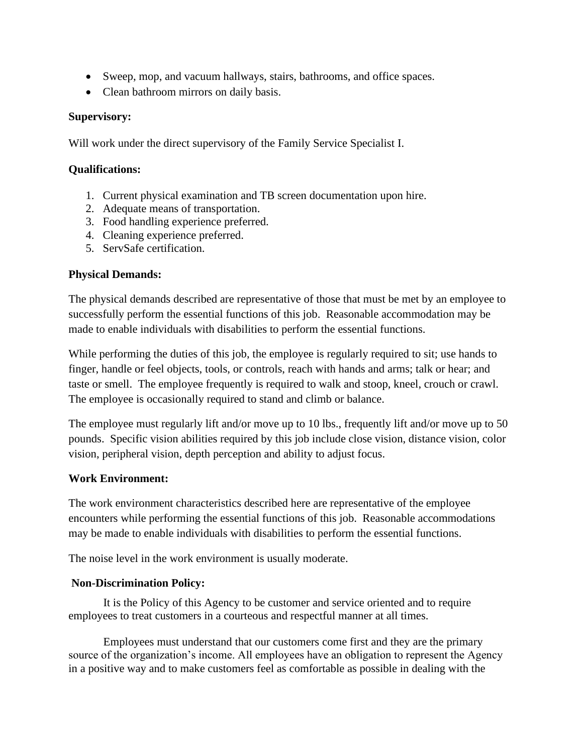- Sweep, mop, and vacuum hallways, stairs, bathrooms, and office spaces.
- Clean bathroom mirrors on daily basis.

**Supervisory:**

Will work under the direct supervisory of the Family Service Specialist I.

**Qualifications:**

1. Current physical examination and TB screen documentation upon hire.
2. Adequate means of transportation.
3. Food handling experience preferred.
4. Cleaning experience preferred.
5. ServSafe certification.

**Physical Demands:**

The physical demands described are representative of those that must be met by an employee to successfully perform the essential functions of this job. Reasonable accommodation may be made to enable individuals with disabilities to perform the essential functions.

While performing the duties of this job, the employee is regularly required to sit; use hands to finger, handle or feel objects, tools, or controls, reach with hands and arms; talk or hear; and taste or smell. The employee frequently is required to walk and stoop, kneel, crouch or crawl. The employee is occasionally required to stand and climb or balance.

The employee must regularly lift and/or move up to 10 lbs., frequently lift and/or move up to 50 pounds. Specific vision abilities required by this job include close vision, distance vision, color vision, peripheral vision, depth perception and ability to adjust focus.

**Work Environment:**

The work environment characteristics described here are representative of the employee encounters while performing the essential functions of this job. Reasonable accommodations may be made to enable individuals with disabilities to perform the essential functions.

The noise level in the work environment is usually moderate.

**Non-Discrimination Policy:**

It is the Policy of this Agency to be customer and service oriented and to require employees to treat customers in a courteous and respectful manner at all times.

Employees must understand that our customers come first and they are the primary source of the organization's income. All employees have an obligation to represent the Agency in a positive way and to make customers feel as comfortable as possible in dealing with the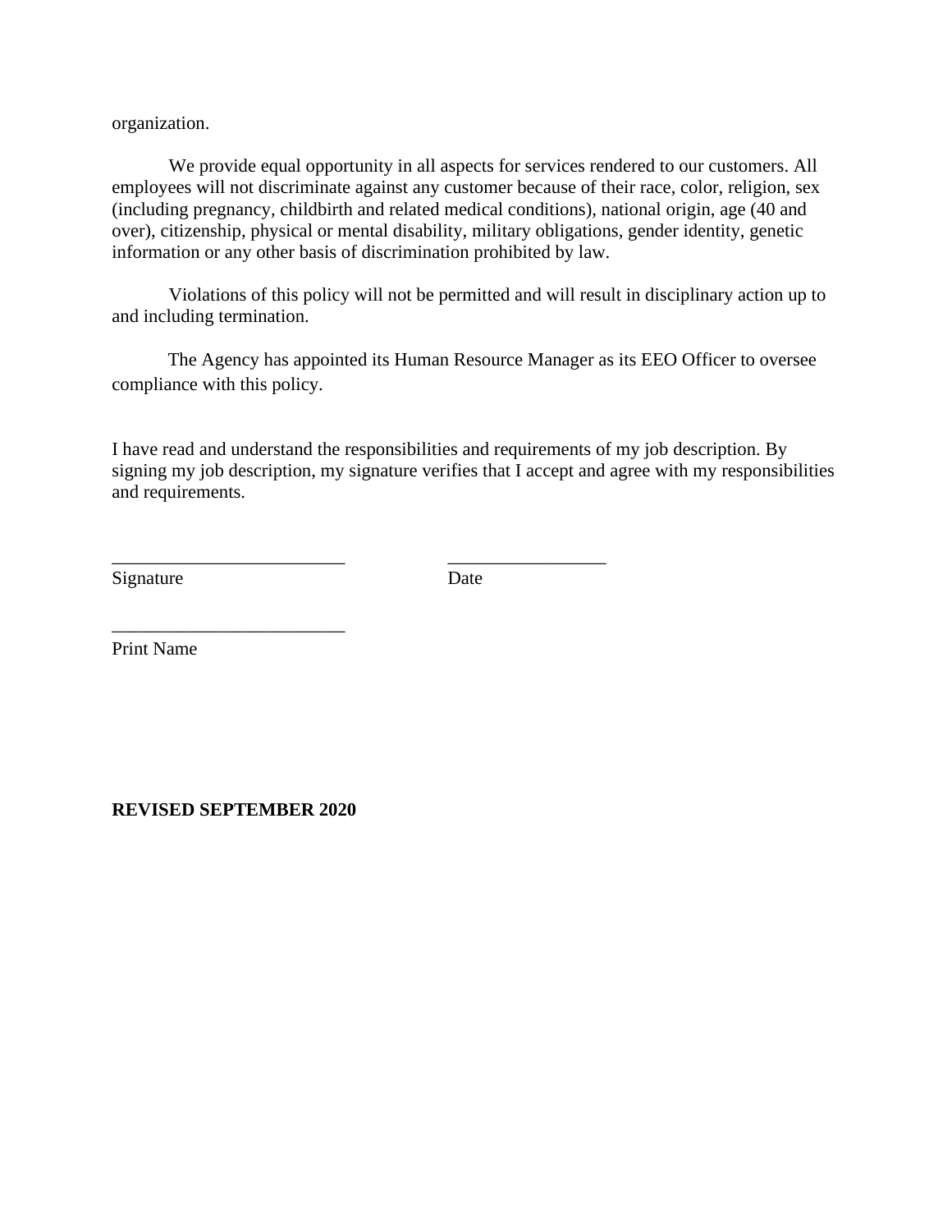organization.

We provide equal opportunity in all aspects for services rendered to our customers. All employees will not discriminate against any customer because of their race, color, religion, sex (including pregnancy, childbirth and related medical conditions), national origin, age (40 and over), citizenship, physical or mental disability, military obligations, gender identity, genetic information or any other basis of discrimination prohibited by law.

Violations of this policy will not be permitted and will result in disciplinary action up to and including termination.

The Agency has appointed its Human Resource Manager as its EEO Officer to oversee compliance with this policy.

I have read and understand the responsibilities and requirements of my job description. By signing my job description, my signature verifies that I accept and agree with my responsibilities and requirements.

_________________________ _________________

Signature Date

_________________________

Print Name

**REVISED SEPTEMBER 2020**